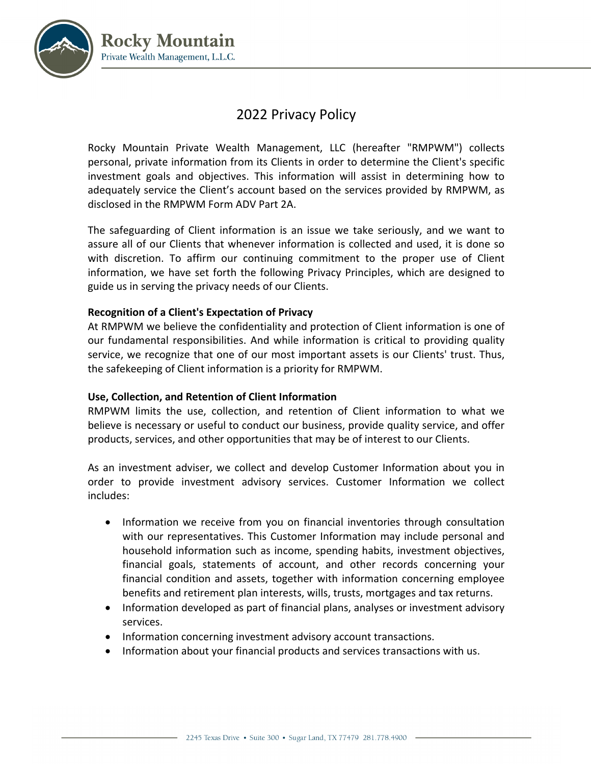# 2022 Privacy Policy

Rocky Mountain Private Wealth Management, LLC (hereafter "RMPWM") collects personal, private information from its Clients in order to determine the Client's specific investment goals and objectives. This information will assist in determining how to adequately service the Client's account based on the services provided by RMPWM, as disclosed in the RMPWM Form ADV Part 2A.

The safeguarding of Client information is an issue we take seriously, and we want to assure all of our Clients that whenever information is collected and used, it is done so with discretion. To affirm our continuing commitment to the proper use of Client information, we have set forth the following Privacy Principles, which are designed to guide us in serving the privacy needs of our Clients.

**Recognition of a Client's Expectation of Privacy**
At RMPWM we believe the confidentiality and protection of Client information is one of our fundamental responsibilities. And while information is critical to providing quality service, we recognize that one of our most important assets is our Clients' trust. Thus, the safekeeping of Client information is a priority for RMPWM.

**Use, Collection, and Retention of Client Information**
RMPWM limits the use, collection, and retention of Client information to what we believe is necessary or useful to conduct our business, provide quality service, and offer products, services, and other opportunities that may be of interest to our Clients.

As an investment adviser, we collect and develop Customer Information about you in order to provide investment advisory services. Customer Information we collect includes:

- Information we receive from you on financial inventories through consultation with our representatives. This Customer Information may include personal and household information such as income, spending habits, investment objectives, financial goals, statements of account, and other records concerning your financial condition and assets, together with information concerning employee benefits and retirement plan interests, wills, trusts, mortgages and tax returns.
- Information developed as part of financial plans, analyses or investment advisory services.
- Information concerning investment advisory account transactions.
- Information about your financial products and services transactions with us.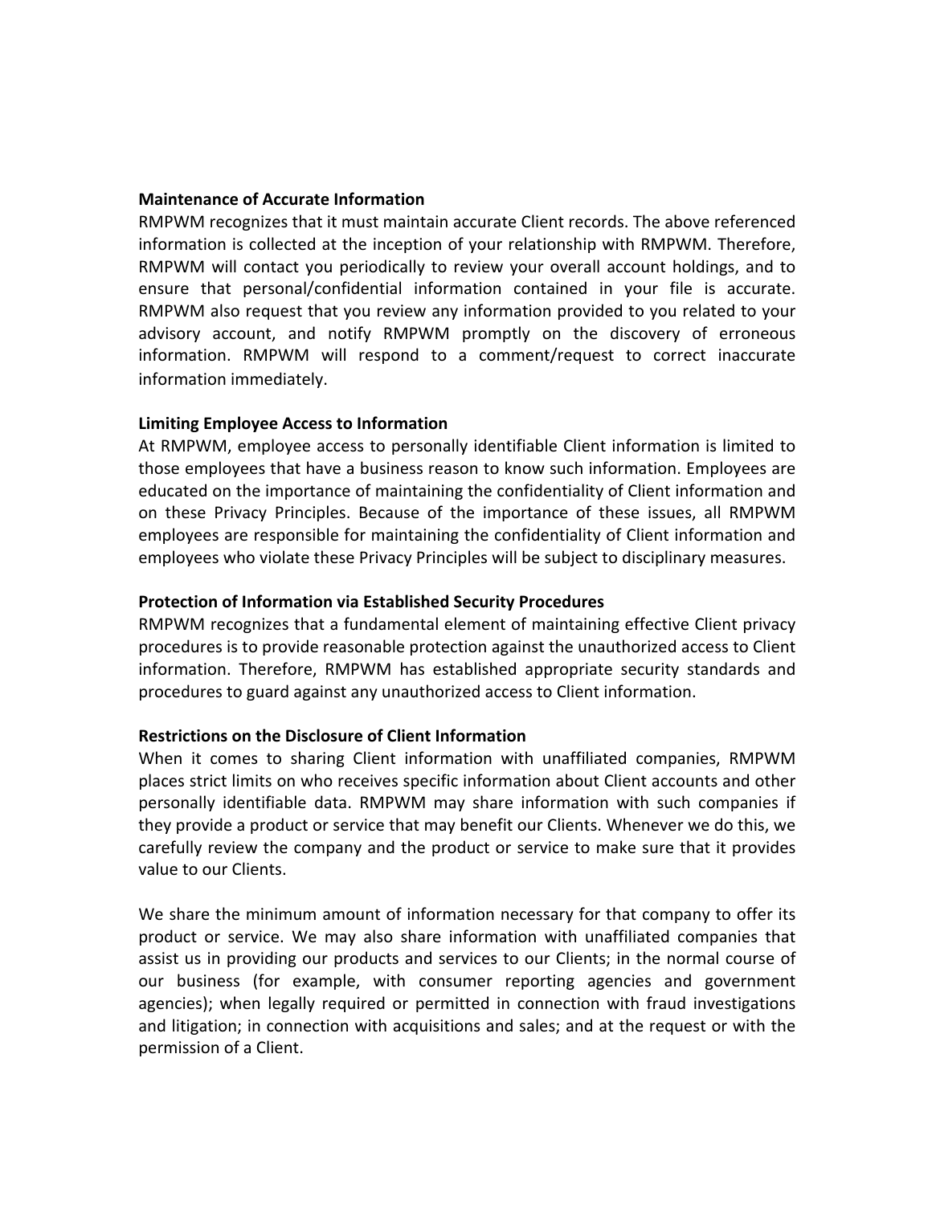**Maintenance of Accurate Information**

RMPWM recognizes that it must maintain accurate Client records. The above referenced information is collected at the inception of your relationship with RMPWM. Therefore, RMPWM will contact you periodically to review your overall account holdings, and to ensure that personal/confidential information contained in your file is accurate. RMPWM also request that you review any information provided to you related to your advisory account, and notify RMPWM promptly on the discovery of erroneous information. RMPWM will respond to a comment/request to correct inaccurate information immediately.

**Limiting Employee Access to Information**

At RMPWM, employee access to personally identifiable Client information is limited to those employees that have a business reason to know such information. Employees are educated on the importance of maintaining the confidentiality of Client information and on these Privacy Principles. Because of the importance of these issues, all RMPWM employees are responsible for maintaining the confidentiality of Client information and employees who violate these Privacy Principles will be subject to disciplinary measures.

**Protection of Information via Established Security Procedures**

RMPWM recognizes that a fundamental element of maintaining effective Client privacy procedures is to provide reasonable protection against the unauthorized access to Client information. Therefore, RMPWM has established appropriate security standards and procedures to guard against any unauthorized access to Client information.

**Restrictions on the Disclosure of Client Information**

When it comes to sharing Client information with unaffiliated companies, RMPWM places strict limits on who receives specific information about Client accounts and other personally identifiable data. RMPWM may share information with such companies if they provide a product or service that may benefit our Clients. Whenever we do this, we carefully review the company and the product or service to make sure that it provides value to our Clients.

We share the minimum amount of information necessary for that company to offer its product or service. We may also share information with unaffiliated companies that assist us in providing our products and services to our Clients; in the normal course of our business (for example, with consumer reporting agencies and government agencies); when legally required or permitted in connection with fraud investigations and litigation; in connection with acquisitions and sales; and at the request or with the permission of a Client.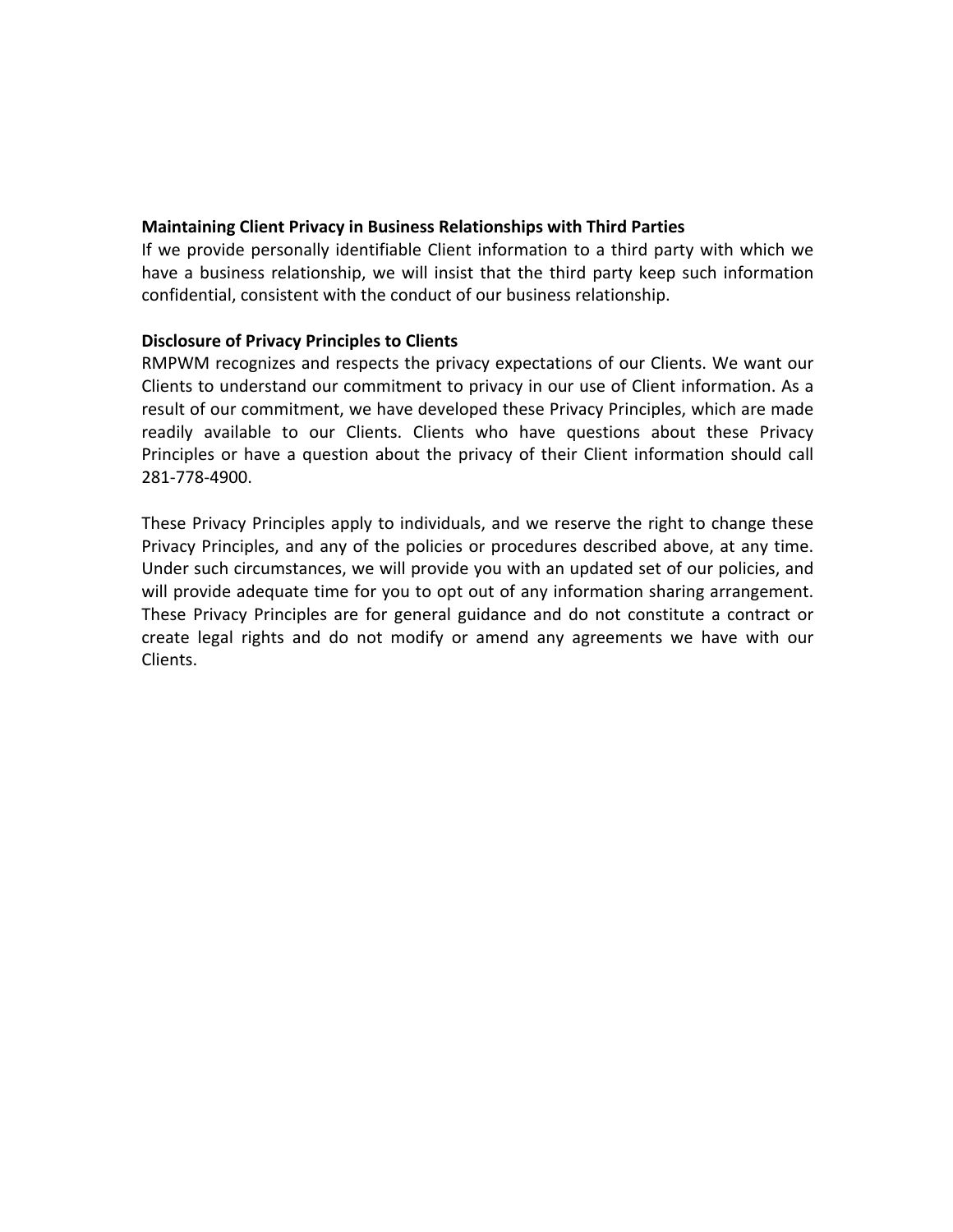**Maintaining Client Privacy in Business Relationships with Third Parties**

If we provide personally identifiable Client information to a third party with which we have a business relationship, we will insist that the third party keep such information confidential, consistent with the conduct of our business relationship.

**Disclosure of Privacy Principles to Clients**

RMPWM recognizes and respects the privacy expectations of our Clients. We want our Clients to understand our commitment to privacy in our use of Client information. As a result of our commitment, we have developed these Privacy Principles, which are made readily available to our Clients. Clients who have questions about these Privacy Principles or have a question about the privacy of their Client information should call 281-778-4900.

These Privacy Principles apply to individuals, and we reserve the right to change these Privacy Principles, and any of the policies or procedures described above, at any time. Under such circumstances, we will provide you with an updated set of our policies, and will provide adequate time for you to opt out of any information sharing arrangement. These Privacy Principles are for general guidance and do not constitute a contract or create legal rights and do not modify or amend any agreements we have with our Clients.